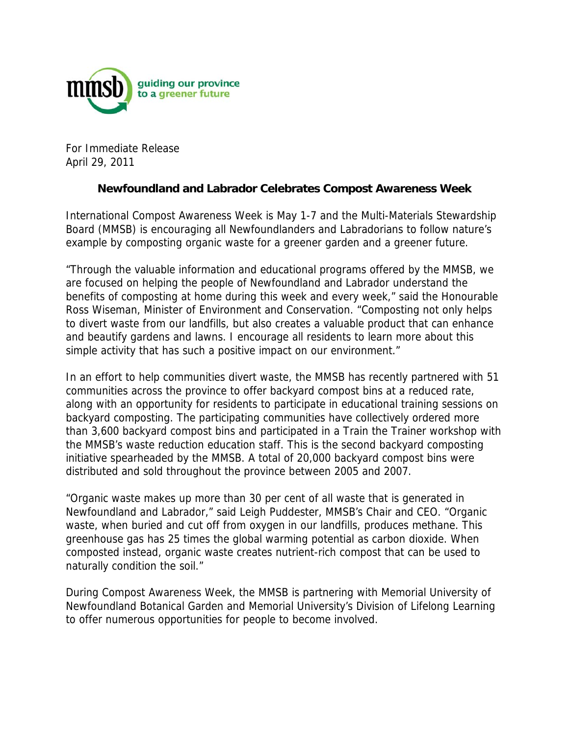mmsb guiding our province to a greener future

For Immediate Release
April 29, 2011

## Newfoundland and Labrador Celebrates Compost Awareness Week

International Compost Awareness Week is May 1-7 and the Multi-Materials Stewardship Board (MMSB) is encouraging all Newfoundlanders and Labradorians to follow nature's example by composting organic waste for a greener garden and a greener future.

"Through the valuable information and educational programs offered by the MMSB, we are focused on helping the people of Newfoundland and Labrador understand the benefits of composting at home during this week and every week," said the Honourable Ross Wiseman, Minister of Environment and Conservation. "Composting not only helps to divert waste from our landfills, but also creates a valuable product that can enhance and beautify gardens and lawns. I encourage all residents to learn more about this simple activity that has such a positive impact on our environment."

In an effort to help communities divert waste, the MMSB has recently partnered with 51 communities across the province to offer backyard compost bins at a reduced rate, along with an opportunity for residents to participate in educational training sessions on backyard composting. The participating communities have collectively ordered more than 3,600 backyard compost bins and participated in a Train the Trainer workshop with the MMSB's waste reduction education staff. This is the second backyard composting initiative spearheaded by the MMSB. A total of 20,000 backyard compost bins were distributed and sold throughout the province between 2005 and 2007.

"Organic waste makes up more than 30 per cent of all waste that is generated in Newfoundland and Labrador," said Leigh Puddester, MMSB's Chair and CEO. "Organic waste, when buried and cut off from oxygen in our landfills, produces methane. This greenhouse gas has 25 times the global warming potential as carbon dioxide. When composted instead, organic waste creates nutrient-rich compost that can be used to naturally condition the soil."

During Compost Awareness Week, the MMSB is partnering with Memorial University of Newfoundland Botanical Garden and Memorial University's Division of Lifelong Learning to offer numerous opportunities for people to become involved.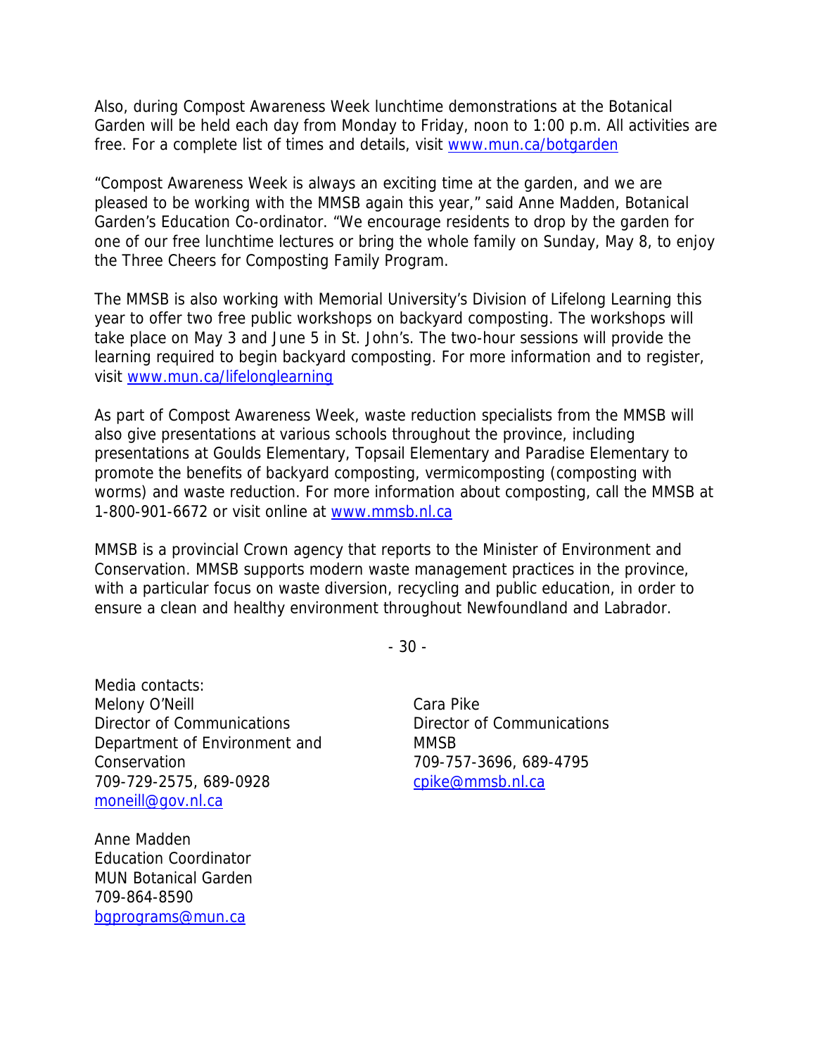Also, during Compost Awareness Week lunchtime demonstrations at the Botanical Garden will be held each day from Monday to Friday, noon to 1:00 p.m. All activities are free. For a complete list of times and details, visit www.mun.ca/botgarden

"Compost Awareness Week is always an exciting time at the garden, and we are pleased to be working with the MMSB again this year," said Anne Madden, Botanical Garden's Education Co-ordinator. "We encourage residents to drop by the garden for one of our free lunchtime lectures or bring the whole family on Sunday, May 8, to enjoy the Three Cheers for Composting Family Program.

The MMSB is also working with Memorial University's Division of Lifelong Learning this year to offer two free public workshops on backyard composting. The workshops will take place on May 3 and June 5 in St. John's. The two-hour sessions will provide the learning required to begin backyard composting. For more information and to register, visit www.mun.ca/lifelonglearning

As part of Compost Awareness Week, waste reduction specialists from the MMSB will also give presentations at various schools throughout the province, including presentations at Goulds Elementary, Topsail Elementary and Paradise Elementary to promote the benefits of backyard composting, vermicomposting (composting with worms) and waste reduction. For more information about composting, call the MMSB at 1-800-901-6672 or visit online at www.mmsb.nl.ca

MMSB is a provincial Crown agency that reports to the Minister of Environment and Conservation. MMSB supports modern waste management practices in the province, with a particular focus on waste diversion, recycling and public education, in order to ensure a clean and healthy environment throughout Newfoundland and Labrador.

- 30 -

Media contacts:
Melony O'Neill
Director of Communications
Department of Environment and Conservation
709-729-2575, 689-0928
moneill@gov.nl.ca

Cara Pike
Director of Communications
MMSB
709-757-3696, 689-4795
cpike@mmsb.nl.ca

Anne Madden
Education Coordinator
MUN Botanical Garden
709-864-8590
bgprograms@mun.ca